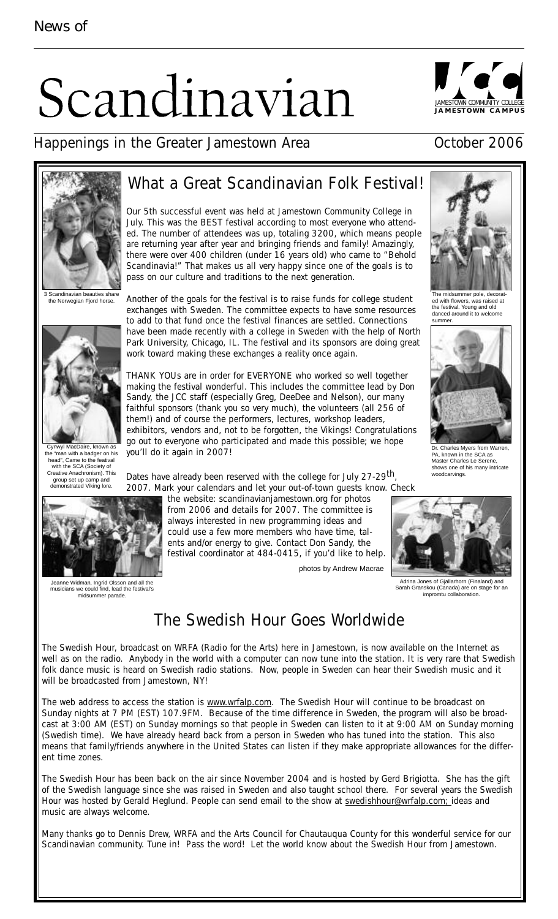News of

# Scandinavian

Happenings in the Greater Jamestown Area

October 2006

JAMESTOWN COMMUNITY COLLEGE
JAMESTOWN CAMPUS

## What a Great Scandinavian Folk Festival!

Our 5th successful event was held at Jamestown Community College in July. This was the BEST festival according to most everyone who attended. The number of attendees was up, totaling 3200, which means people are returning year after year and bringing friends and family! Amazingly, there were over 400 children (under 16 years old) who came to "Behold Scandinavia!" That makes us all very happy since one of the goals is to pass on our culture and traditions to the next generation.

Another of the goals for the festival is to raise funds for college student exchanges with Sweden. The committee expects to have some resources to add to that fund once the festival finances are settled. Connections have been made recently with a college in Sweden with the help of North Park University, Chicago, IL. The festival and its sponsors are doing great work toward making these exchanges a reality once again.

THANK YOUs are in order for EVERYONE who worked so well together making the festival wonderful. This includes the committee lead by Don Sandy, the JCC staff (especially Greg, DeeDee and Nelson), our many faithful sponsors (thank you so very much), the volunteers (all 256 of them!) and of course the performers, lectures, workshop leaders, exhibitors, vendors and, not to be forgotten, the Vikings! Congratulations go out to everyone who participated and made this possible; we hope you'll do it again in 2007!

Dates have already been reserved with the college for July 27-29th, 2007. Mark your calendars and let your out-of-town guests know. Check the website: scandinavianjamestown.org for photos from 2006 and details for 2007. The committee is always interested in new programming ideas and could use a few more members who have time, talents and/or energy to give. Contact Don Sandy, the festival coordinator at 484-0415, if you'd like to help.

photos by Andrew Macrae

3 Scandinavian beauties share the Norwegian Fjord horse.

Cynwyl MacDaire, known as the "man with a badger on his head", Came to the featival with the SCA (Society of Creative Anachronism). This group set up camp and demonstrated Viking lore.

Jeanne Widman, Ingrid Olsson and all the musicians we could find, lead the festival's midsummer parade.

The midsummer pole, decorated with flowers, was raised at the festival. Young and old danced around it to welcome summer.

Dr. Charles Myers from Warren, PA, known in the SCA as Master Charles Le Serene, shows one of his many intricate woodcarvings.

Adrina Jones of Gjallarhorn (Finaland) and Sarah Granskou (Canada) are on stage for an impromtu collaboration.

## The Swedish Hour Goes Worldwide

The Swedish Hour, broadcast on WRFA (Radio for the Arts) here in Jamestown, is now available on the Internet as well as on the radio. Anybody in the world with a computer can now tune into the station. It is very rare that Swedish folk dance music is heard on Swedish radio stations. Now, people in Sweden can hear their Swedish music and it will be broadcasted from Jamestown, NY!

The web address to access the station is www.wrfalp.com. The Swedish Hour will continue to be broadcast on Sunday nights at 7 PM (EST) 107.9FM. Because of the time difference in Sweden, the program will also be broadcast at 3:00 AM (EST) on Sunday mornings so that people in Sweden can listen to it at 9:00 AM on Sunday morning (Swedish time). We have already heard back from a person in Sweden who has tuned into the station. This also means that family/friends anywhere in the United States can listen if they make appropriate allowances for the different time zones.

The Swedish Hour has been back on the air since November 2004 and is hosted by Gerd Brigiotta. She has the gift of the Swedish language since she was raised in Sweden and also taught school there. For several years the Swedish Hour was hosted by Gerald Heglund. People can send email to the show at swedishhour@wrfalp.com; ideas and music are always welcome.

Many thanks go to Dennis Drew, WRFA and the Arts Council for Chautauqua County for this wonderful service for our Scandinavian community. Tune in! Pass the word! Let the world know about the Swedish Hour from Jamestown.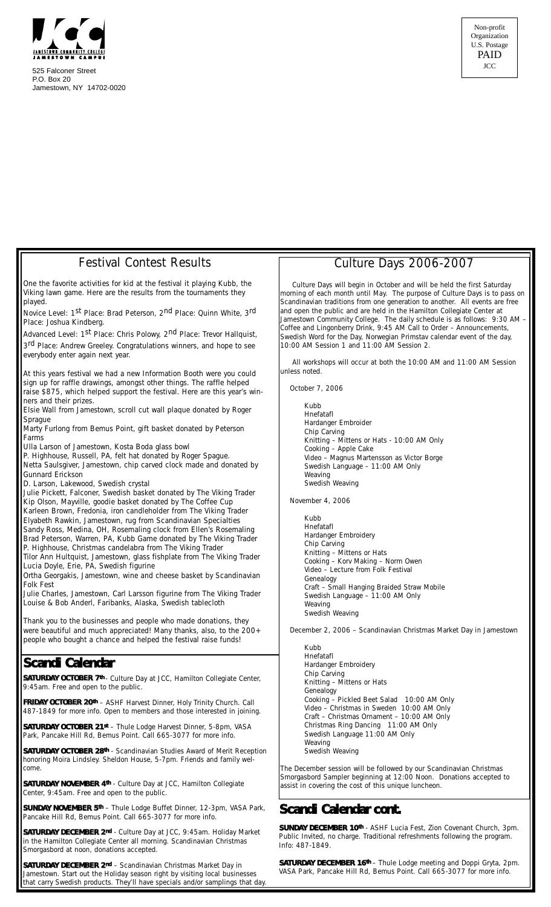525 Falconer Street
P.O. Box 20
Jamestown, NY 14702-0020

Non-profit Organization
U.S. Postage
PAID
JCC

## Festival Contest Results

One the favorite activities for kid at the festival it playing Kubb, the Viking lawn game. Here are the results from the tournaments they played.

Novice Level: 1st Place: Brad Peterson, 2nd Place: Quinn White, 3rd Place: Joshua Kindberg.

Advanced Level: 1st Place: Chris Polowy, 2nd Place: Trevor Hallquist, 3rd Place: Andrew Greeley. Congratulations winners, and hope to see everybody enter again next year.

At this years festival we had a new Information Booth were you could sign up for raffle drawings, amongst other things. The raffle helped raise $875, which helped support the festival. Here are this year's winners and their prizes.

Elsie Wall from Jamestown, scroll cut wall plaque donated by Roger Sprague
Marty Furlong from Bemus Point, gift basket donated by Peterson Farms
Ulla Larson of Jamestown, Kosta Boda glass bowl
P. Highhouse, Russell, PA, felt hat donated by Roger Spague.
Netta Saulsgiver, Jamestown, chip carved clock made and donated by Gunnard Erickson
D. Larson, Lakewood, Swedish crystal
Julie Pickett, Falconer, Swedish basket donated by The Viking Trader
Kip Olson, Mayville, goodie basket donated by The Coffee Cup
Karleen Brown, Fredonia, iron candleholder from The Viking Trader
Elyabeth Rawkin, Jamestown, rug from Scandinavian Specialties
Sandy Ross, Medina, OH, Rosemaling clock from Ellen's Rosemaling
Brad Peterson, Warren, PA, Kubb Game donated by The Viking Trader
P. Highhouse, Christmas candelabra from The Viking Trader
Tilor Ann Hultquist, Jamestown, glass fishplate from The Viking Trader
Lucia Doyle, Erie, PA, Swedish figurine
Ortha Georgakis, Jamestown, wine and cheese basket by Scandinavian Folk Fest
Julie Charles, Jamestown, Carl Larsson figurine from The Viking Trader
Louise & Bob Anderl, Faribanks, Alaska, Swedish tablecloth

Thank you to the businesses and people who made donations, they were beautiful and much appreciated! Many thanks, also, to the 200+ people who bought a chance and helped the festival raise funds!

## Scandi Calendar

**SATURDAY OCTOBER 7th** - Culture Day at JCC, Hamilton Collegiate Center, 9:45am. Free and open to the public.

**FRIDAY OCTOBER 20th** – ASHF Harvest Dinner, Holy Trinity Church. Call 487-1849 for more info. Open to members and those interested in joining.

**SATURDAY OCTOBER 21st** – Thule Lodge Harvest Dinner, 5-8pm, VASA Park, Pancake Hill Rd, Bemus Point. Call 665-3077 for more info.

**SATURDAY OCTOBER 28th** - Scandinavian Studies Award of Merit Reception honoring Moira Lindsley. Sheldon House, 5-7pm. Friends and family welcome.

**SATURDAY NOVEMBER 4th** - Culture Day at JCC, Hamilton Collegiate Center, 9:45am. Free and open to the public.

**SUNDAY NOVEMBER 5th** – Thule Lodge Buffet Dinner, 12-3pm, VASA Park, Pancake Hill Rd, Bemus Point. Call 665-3077 for more info.

**SATURDAY DECEMBER 2nd** - Culture Day at JCC, 9:45am. Holiday Market in the Hamilton Collegiate Center all morning. Scandinavian Christmas Smorgasbord at noon, donations accepted.

**SATURDAY DECEMBER 2nd** – Scandinavian Christmas Market Day in Jamestown. Start out the Holiday season right by visiting local businesses that carry Swedish products. They'll have specials and/or samplings that day.

## Culture Days 2006-2007

Culture Days will begin in October and will be held the first Saturday morning of each month until May. The purpose of Culture Days is to pass on Scandinavian traditions from one generation to another. All events are free and open the public and are held in the Hamilton Collegiate Center at Jamestown Community College. The daily schedule is as follows: 9:30 AM – Coffee and Lingonberry Drink, 9:45 AM Call to Order – Announcements, Swedish Word for the Day, Norwegian Primstav calendar event of the day, 10:00 AM Session 1 and 11:00 AM Session 2.

All workshops will occur at both the 10:00 AM and 11:00 AM Session unless noted.

October 7, 2006

- Kubb
- Hnefatafl
- Hardanger Embroider
- Chip Carving
- Knitting – Mittens or Hats - 10:00 AM Only
- Cooking – Apple Cake
- Video – Magnus Martensson as Victor Borge
- Swedish Language – 11:00 AM Only
- Weaving
- Swedish Weaving

November 4, 2006

- Kubb
- Hnefatafl
- Hardanger Embroidery
- Chip Carving
- Knitting – Mittens or Hats
- Cooking – Korv Making – Norm Owen
- Video – Lecture from Folk Festival
- Genealogy
- Craft – Small Hanging Braided Straw Mobile
- Swedish Language – 11:00 AM Only
- Weaving
- Swedish Weaving

December 2, 2006 – Scandinavian Christmas Market Day in Jamestown

- Kubb
- Hnefatafl
- Hardanger Embroidery
- Chip Carving
- Knitting – Mittens or Hats
- Genealogy
- Cooking – Pickled Beet Salad 10:00 AM Only
- Video – Christmas in Sweden 10:00 AM Only
- Craft – Christmas Ornament – 10:00 AM Only
- Christmas Ring Dancing 11:00 AM Only
- Swedish Language 11:00 AM Only
- Weaving
- Swedish Weaving

The December session will be followed by our Scandinavian Christmas Smorgasbord Sampler beginning at 12:00 Noon. Donations accepted to assist in covering the cost of this unique luncheon.

## Scandi Calendar cont.

**SUNDAY DECEMBER 10th** - ASHF Lucia Fest, Zion Covenant Church, 3pm. Public Invited, no charge. Traditional refreshments following the program. Info: 487-1849.

**SATURDAY DECEMBER 16th** – Thule Lodge meeting and Doppi Gryta, 2pm. VASA Park, Pancake Hill Rd, Bemus Point. Call 665-3077 for more info.